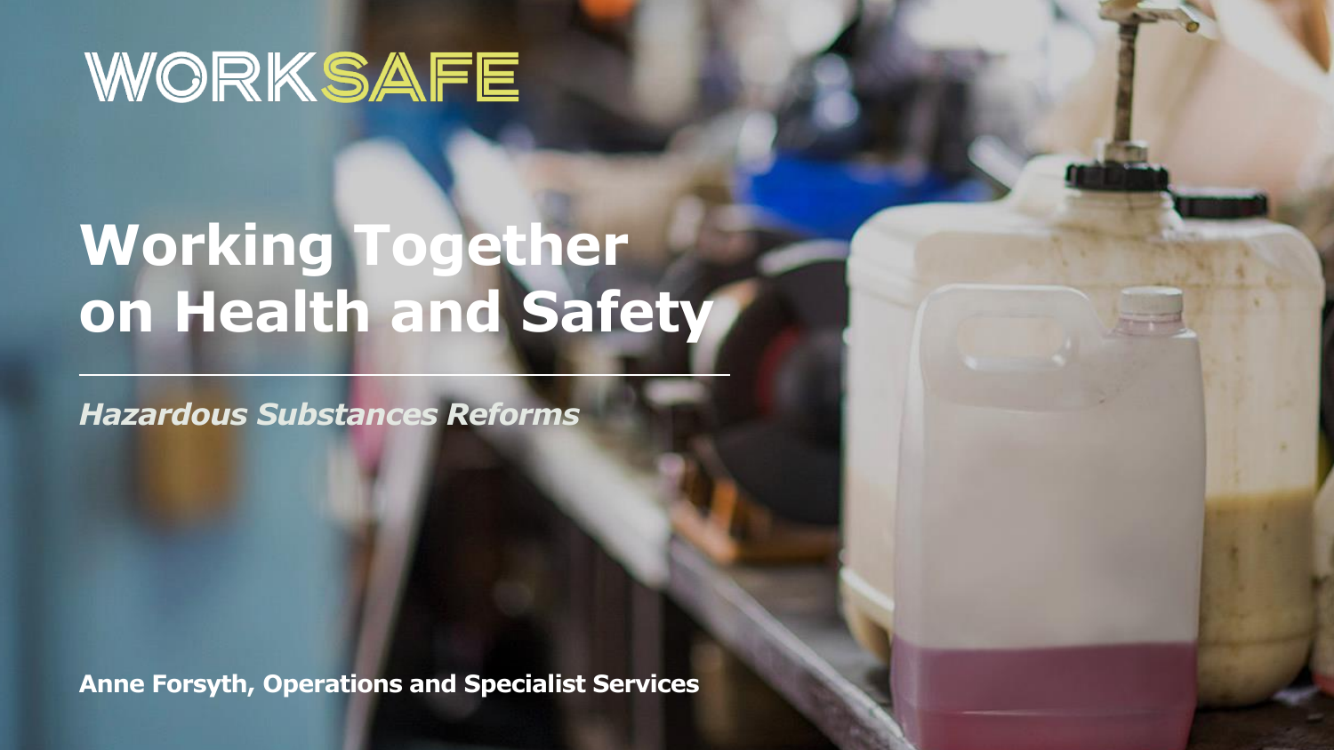WORKSAFE

# Working Together on Health and Safety

***Hazardous Substances Reforms***

**Anne Forsyth, Operations and Specialist Services**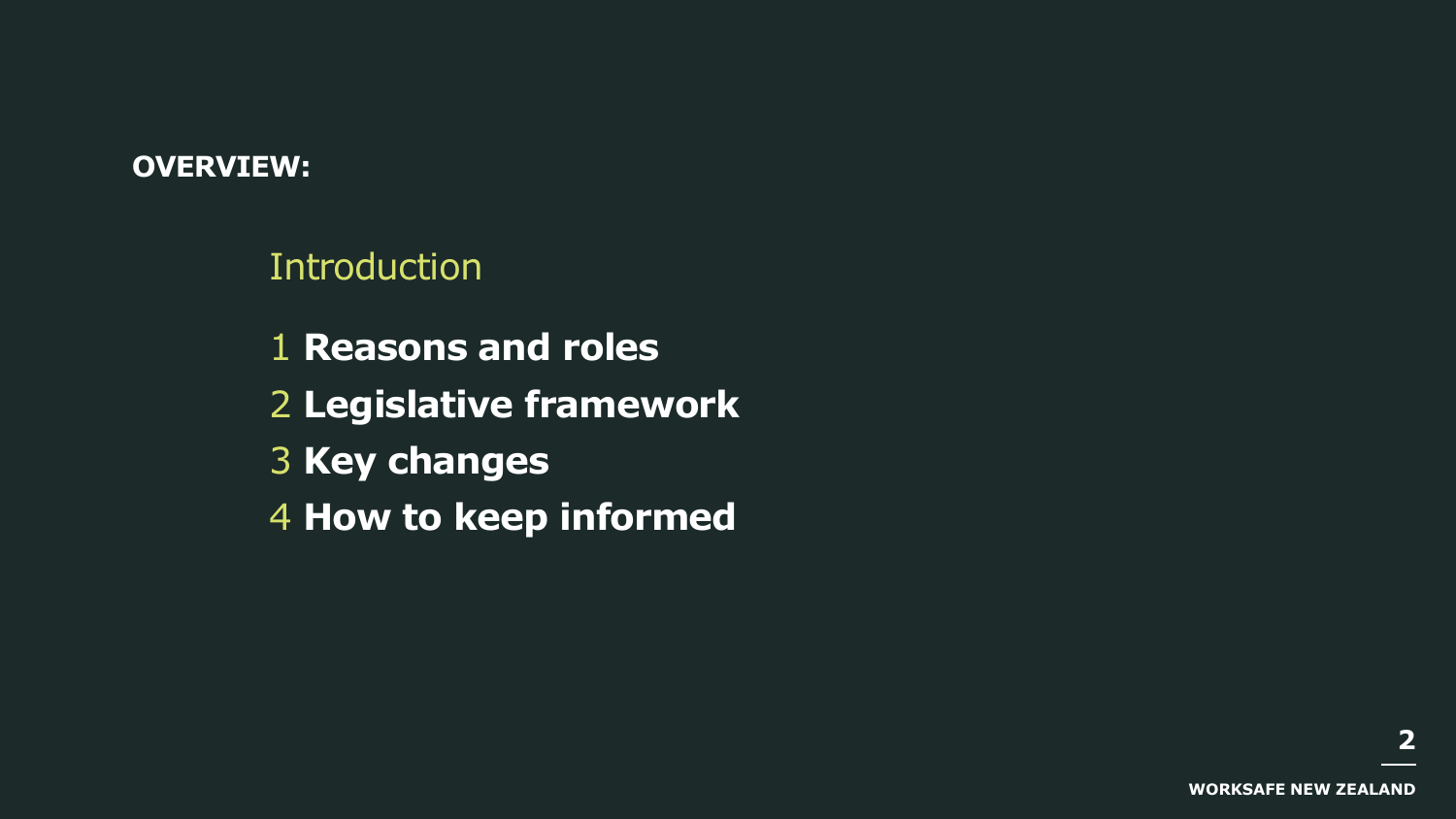**OVERVIEW:**

Introduction

1 **Reasons and roles**
2 **Legislative framework**
3 **Key changes**
4 **How to keep informed**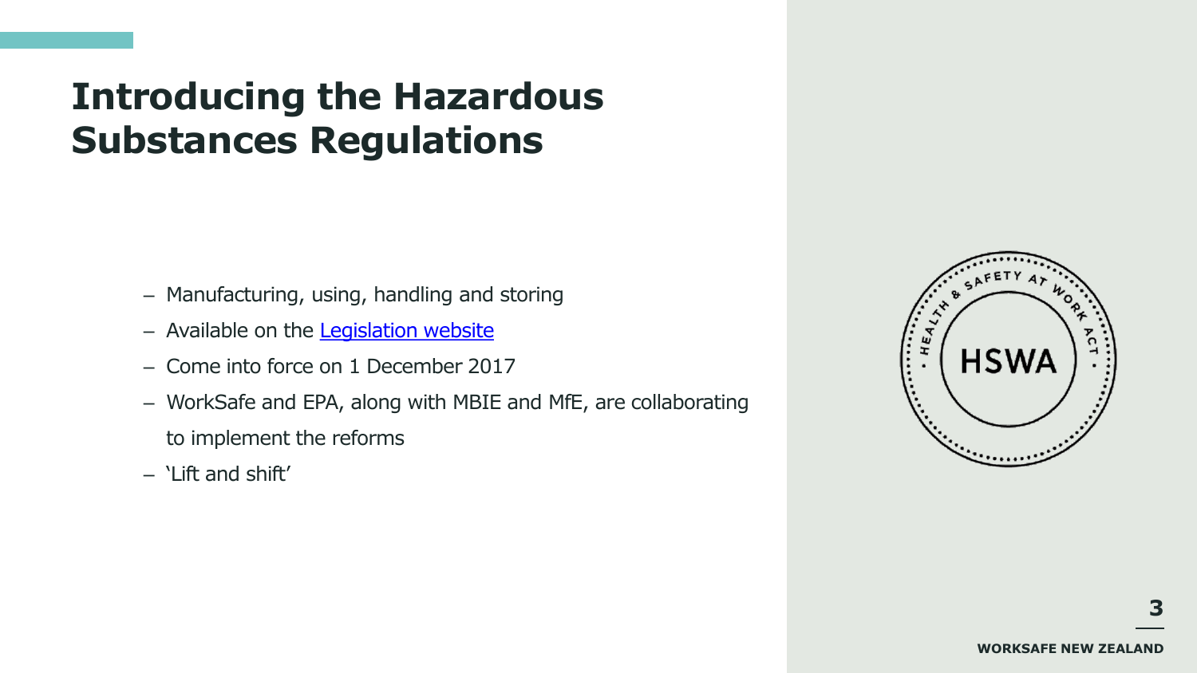# Introducing the Hazardous Substances Regulations

- Manufacturing, using, handling and storing
- Available on the Legislation website
- Come into force on 1 December 2017
- WorkSafe and EPA, along with MBIE and MfE, are collaborating to implement the reforms
- 'Lift and shift'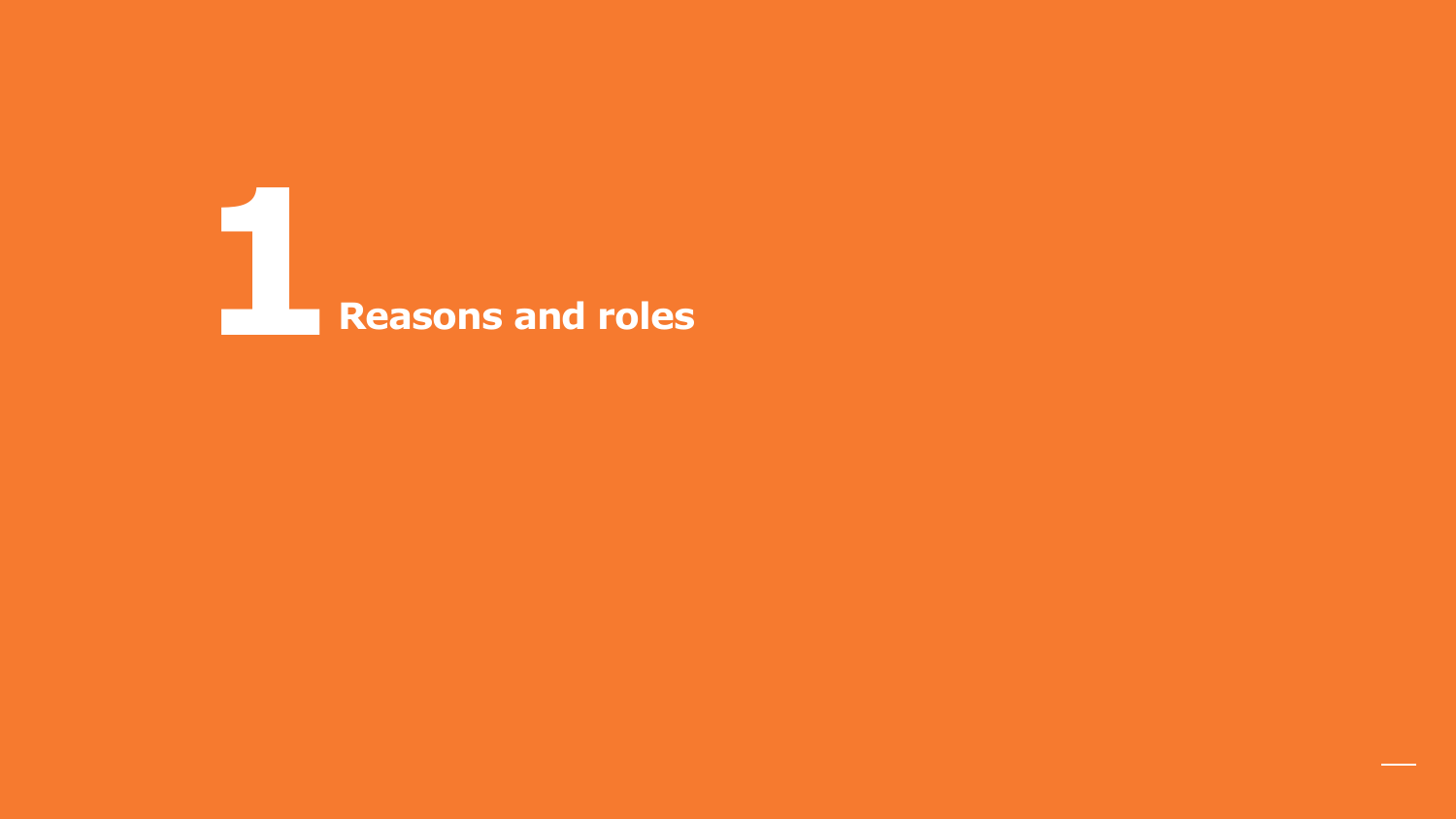# 1 Reasons and roles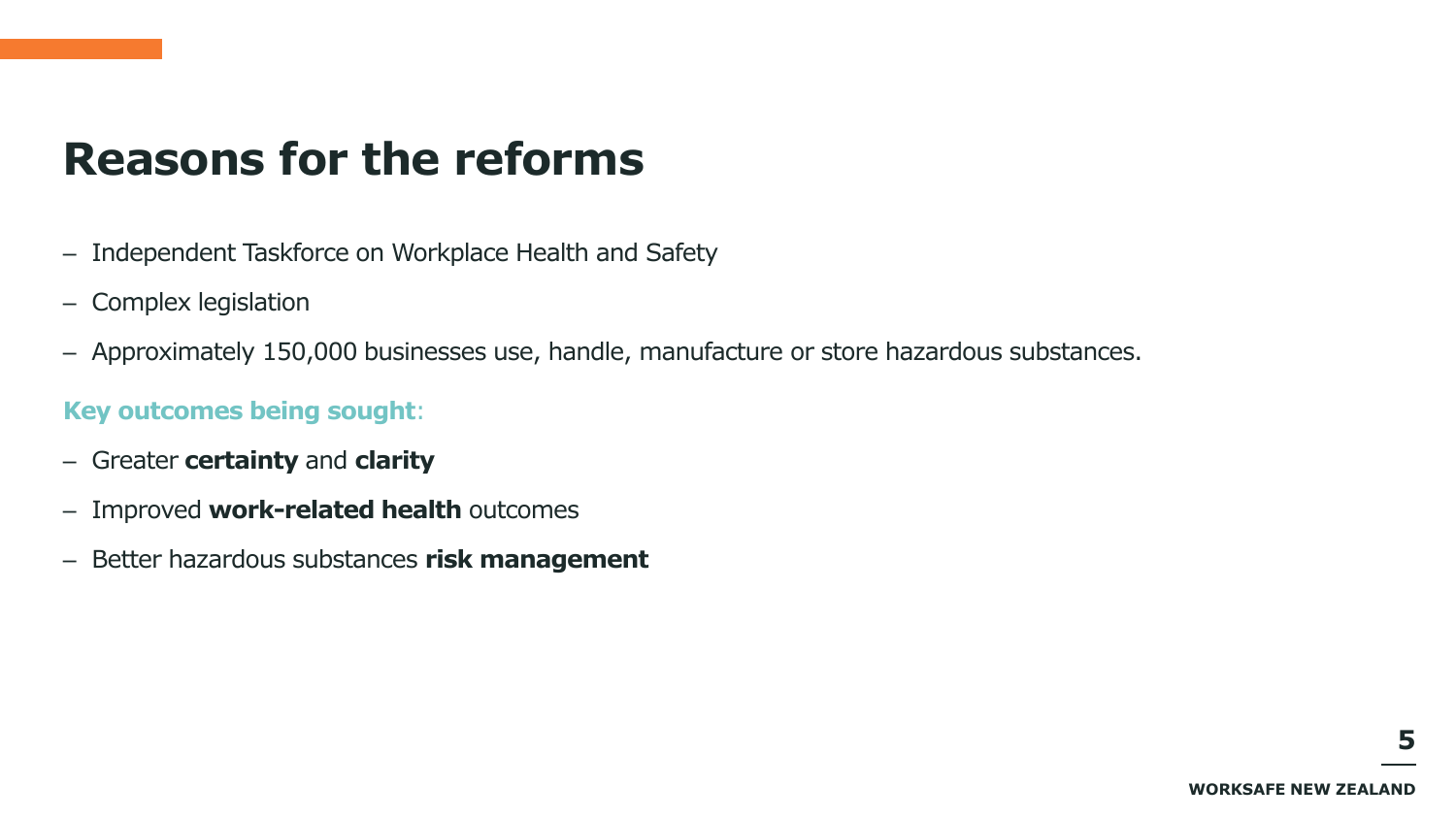# Reasons for the reforms

- Independent Taskforce on Workplace Health and Safety
- Complex legislation
- Approximately 150,000 businesses use, handle, manufacture or store hazardous substances.

**Key outcomes being sought**:

- Greater **certainty** and **clarity**
- Improved **work-related health** outcomes
- Better hazardous substances **risk management**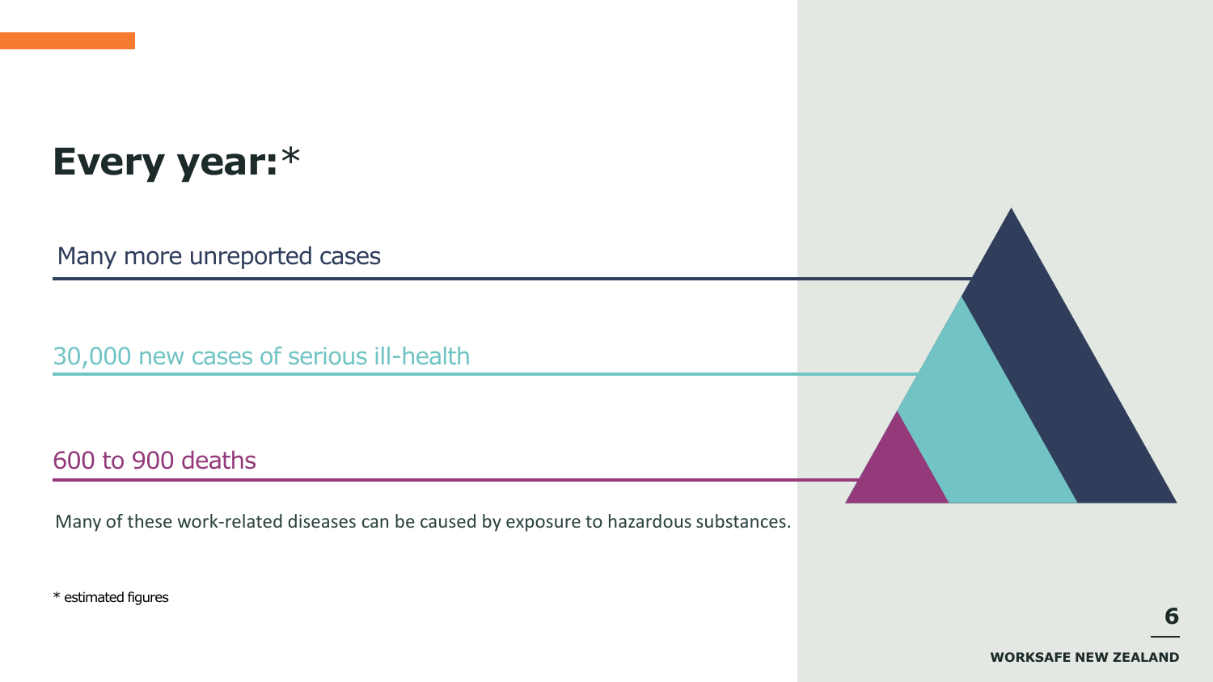# Every year:*

Many more unreported cases

30,000 new cases of serious ill-health

600 to 900 deaths

Many of these work-related diseases can be caused by exposure to hazardous substances.

* estimated figures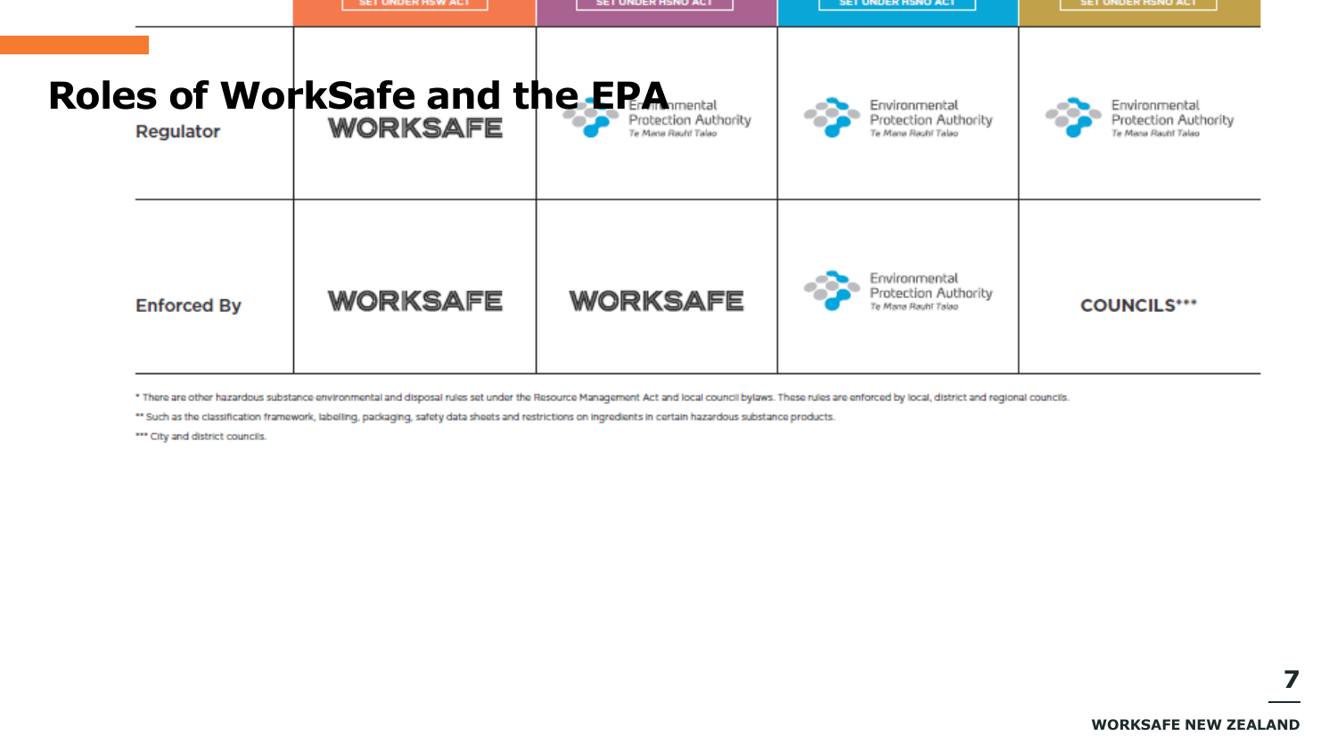# Roles of WorkSafe and the EPA

| | SET UNDER HSW ACT | SET UNDER HSNO ACT | SET UNDER HSNO ACT | SET UNDER HSNO ACT |
|---|---|---|---|---|
| Regulator | WORKSAFE | Environmental Protection Authority Te Mana Rauhī Taiao | Environmental Protection Authority Te Mana Rauhī Taiao | Environmental Protection Authority Te Mana Rauhī Taiao |
| Enforced By | WORKSAFE | WORKSAFE | Environmental Protection Authority Te Mana Rauhī Taiao | COUNCILS*** |

\* There are other hazardous substance environmental and disposal rules set under the Resource Management Act and local council bylaws. These rules are enforced by local, district and regional councils.

** Such as the classification framework, labelling, packaging, safety data sheets and restrictions on ingredients in certain hazardous substance products.

*** City and district councils.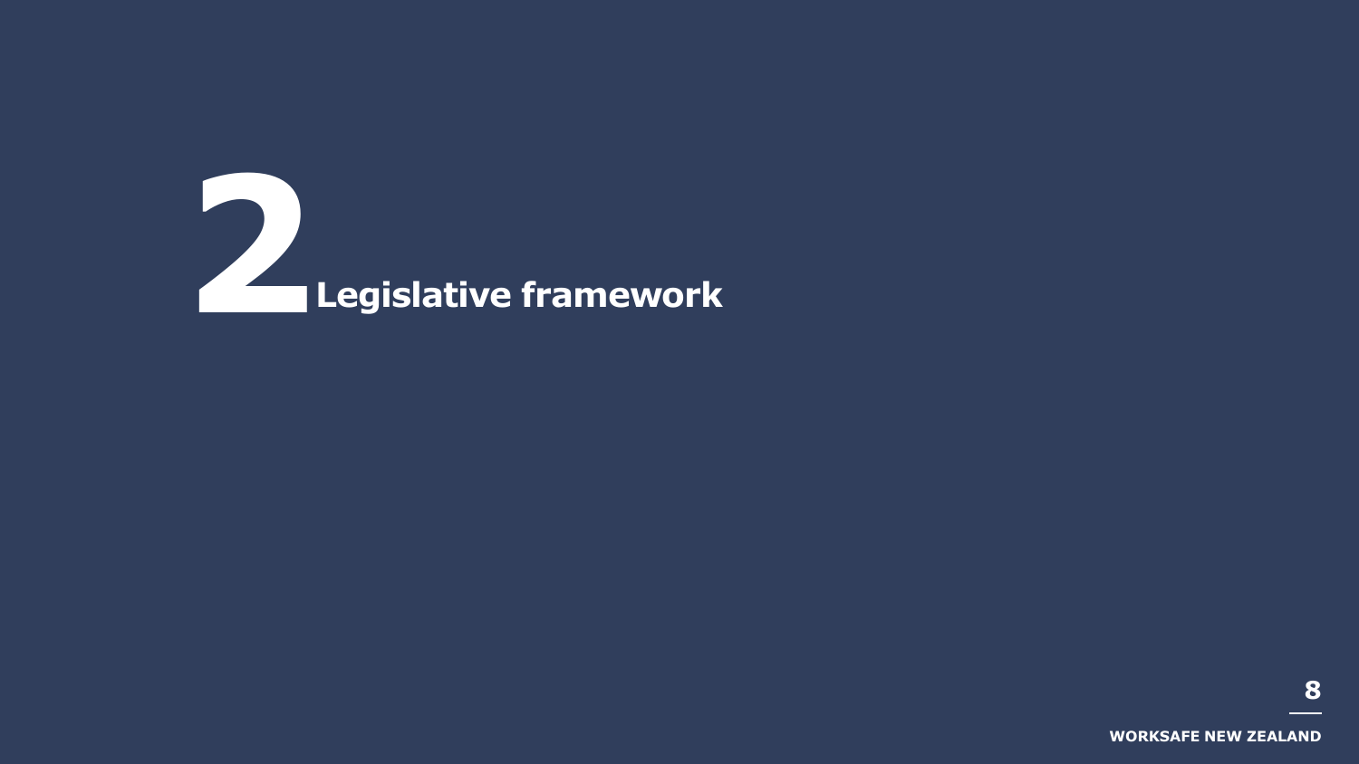# 2 Legislative framework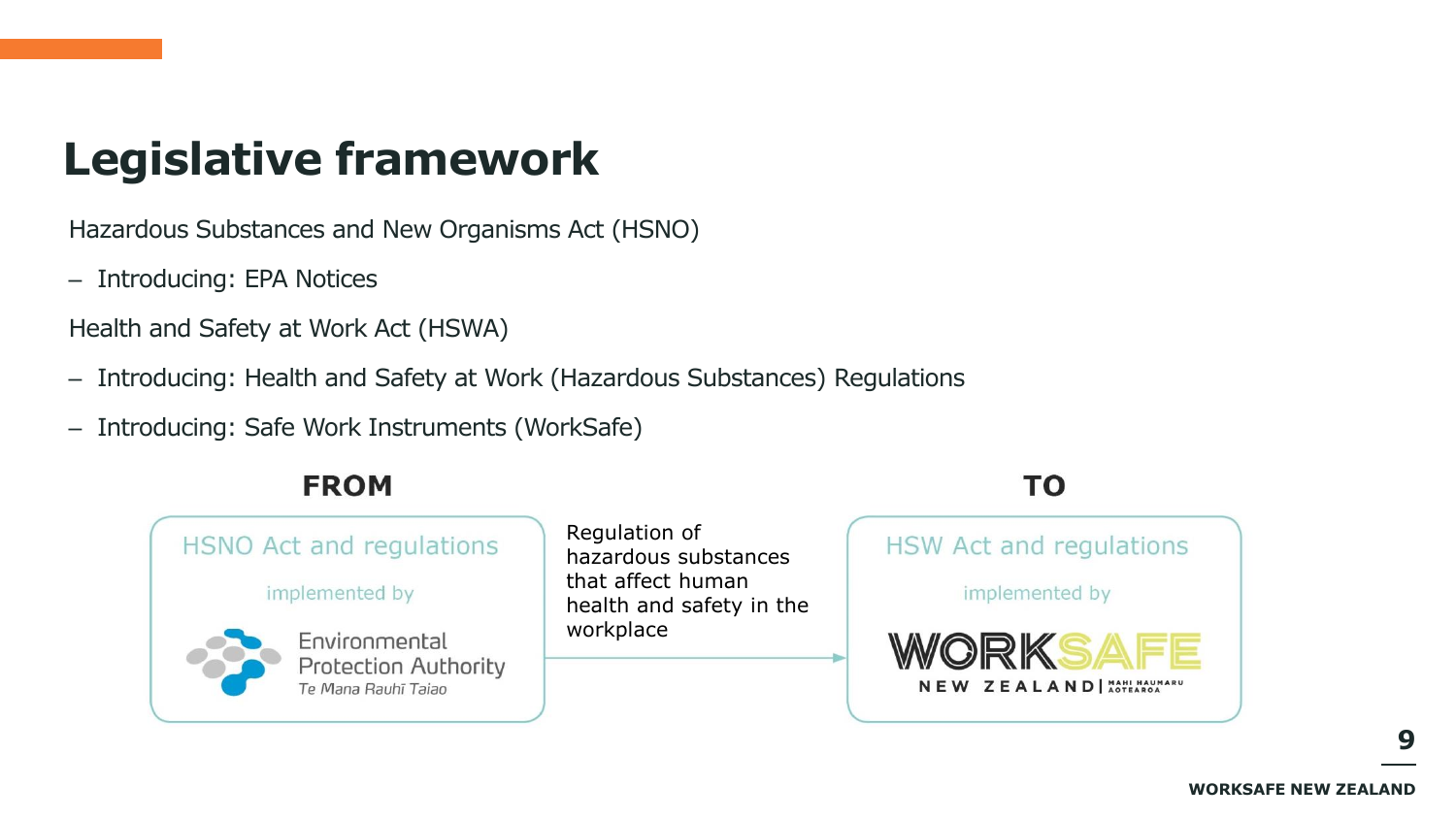# Legislative framework

Hazardous Substances and New Organisms Act (HSNO)

- Introducing: EPA Notices

Health and Safety at Work Act (HSWA)

- Introducing: Health and Safety at Work (Hazardous Substances) Regulations
- Introducing: Safe Work Instruments (WorkSafe)

**FROM**

HSNO Act and regulations

implemented by

Environmental Protection Authority
*Te Mana Rauhī Taiao*

Regulation of hazardous substances that affect human health and safety in the workplace

**TO**

HSW Act and regulations

implemented by

WORKSAFE NEW ZEALAND | MAHI HAUMARU AOTEAROA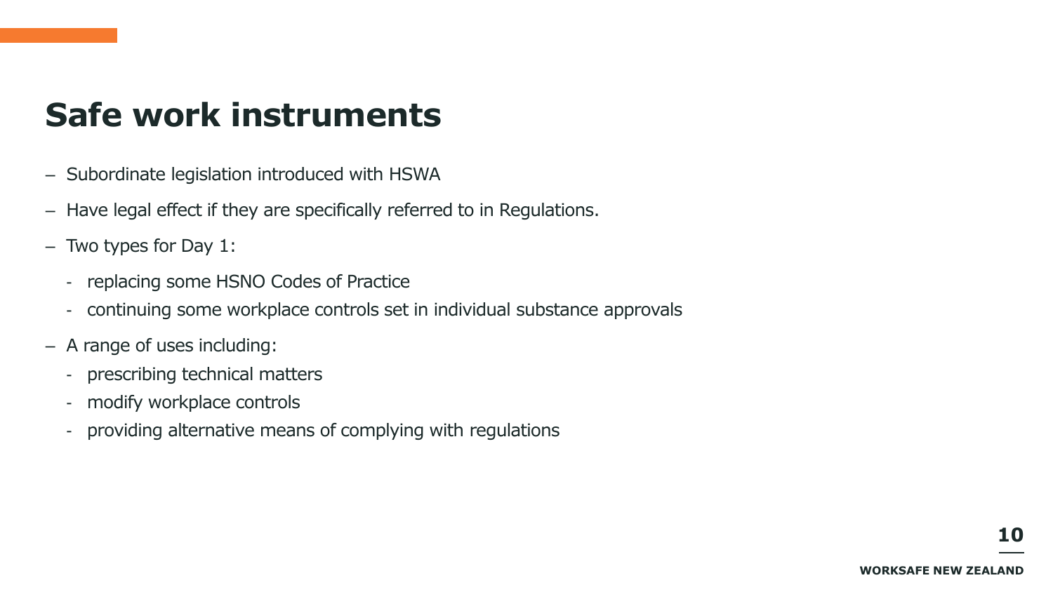# Safe work instruments

- Subordinate legislation introduced with HSWA
- Have legal effect if they are specifically referred to in Regulations.
- Two types for Day 1:
  - replacing some HSNO Codes of Practice
  - continuing some workplace controls set in individual substance approvals
- A range of uses including:
  - prescribing technical matters
  - modify workplace controls
  - providing alternative means of complying with regulations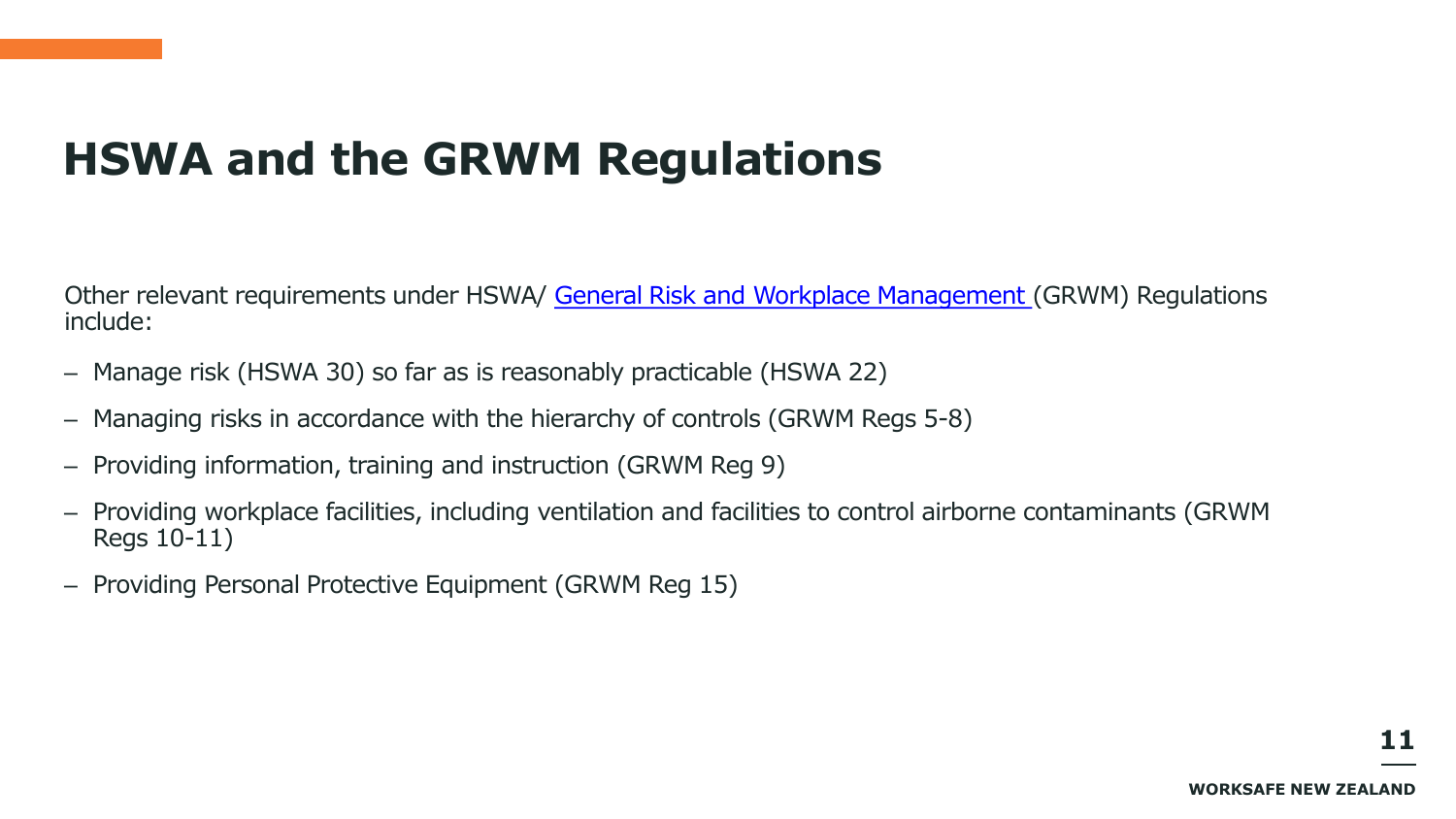# HSWA and the GRWM Regulations

Other relevant requirements under HSWA/ General Risk and Workplace Management (GRWM) Regulations include:

- Manage risk (HSWA 30) so far as is reasonably practicable (HSWA 22)
- Managing risks in accordance with the hierarchy of controls (GRWM Regs 5-8)
- Providing information, training and instruction (GRWM Reg 9)
- Providing workplace facilities, including ventilation and facilities to control airborne contaminants (GRWM Regs 10-11)
- Providing Personal Protective Equipment (GRWM Reg 15)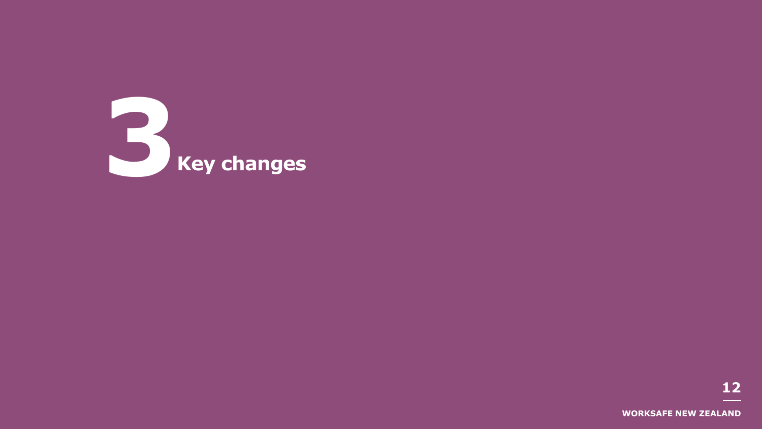# 3 Key changes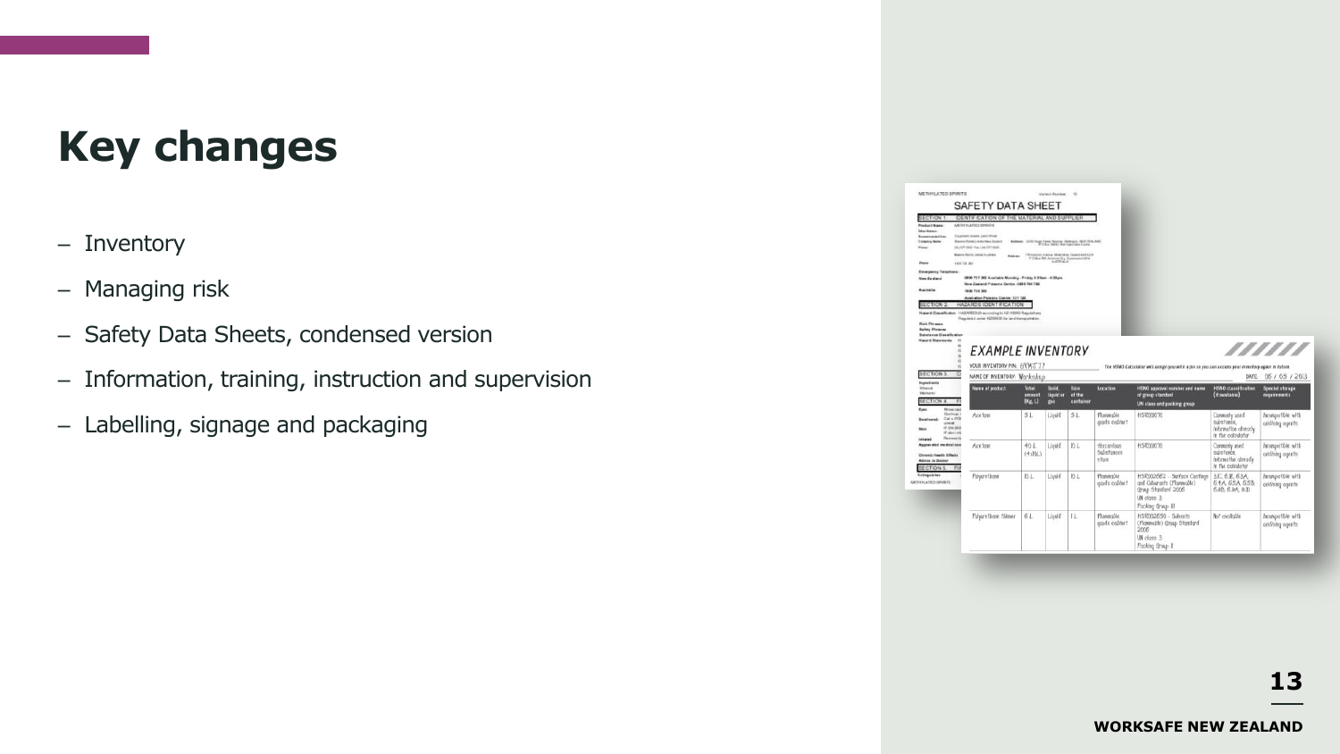# Key changes

- Inventory
- Managing risk
- Safety Data Sheets, condensed version
- Information, training, instruction and supervision
- Labelling, signage and packaging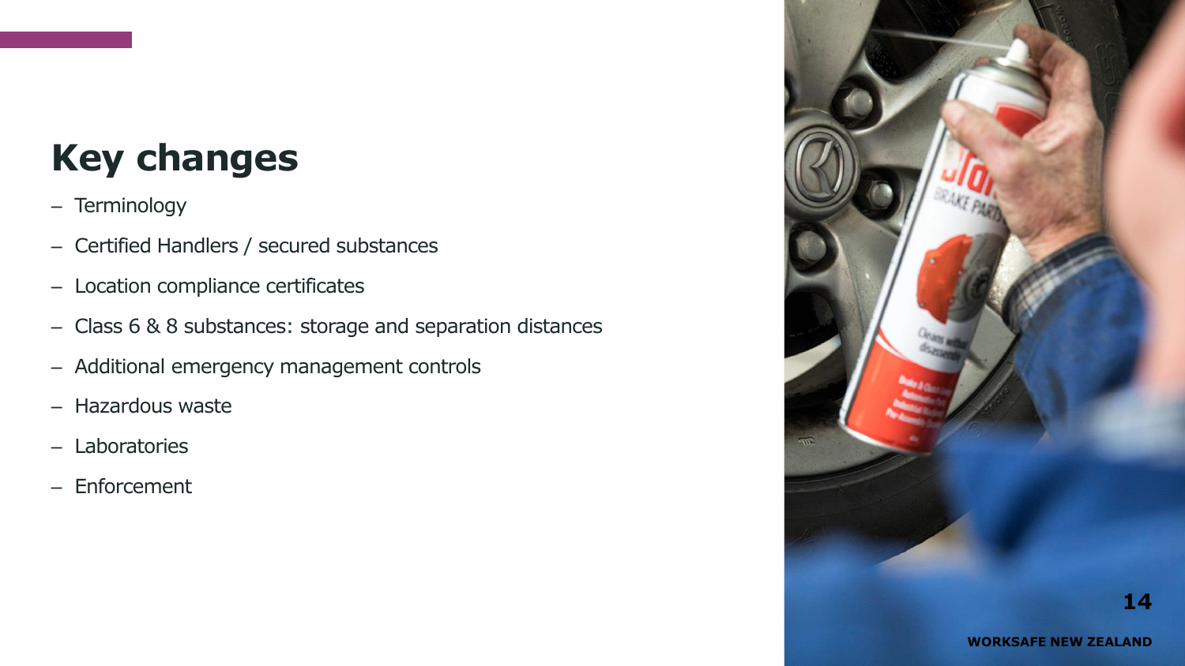# Key changes

- Terminology
- Certified Handlers / secured substances
- Location compliance certificates
- Class 6 & 8 substances: storage and separation distances
- Additional emergency management controls
- Hazardous waste
- Laboratories
- Enforcement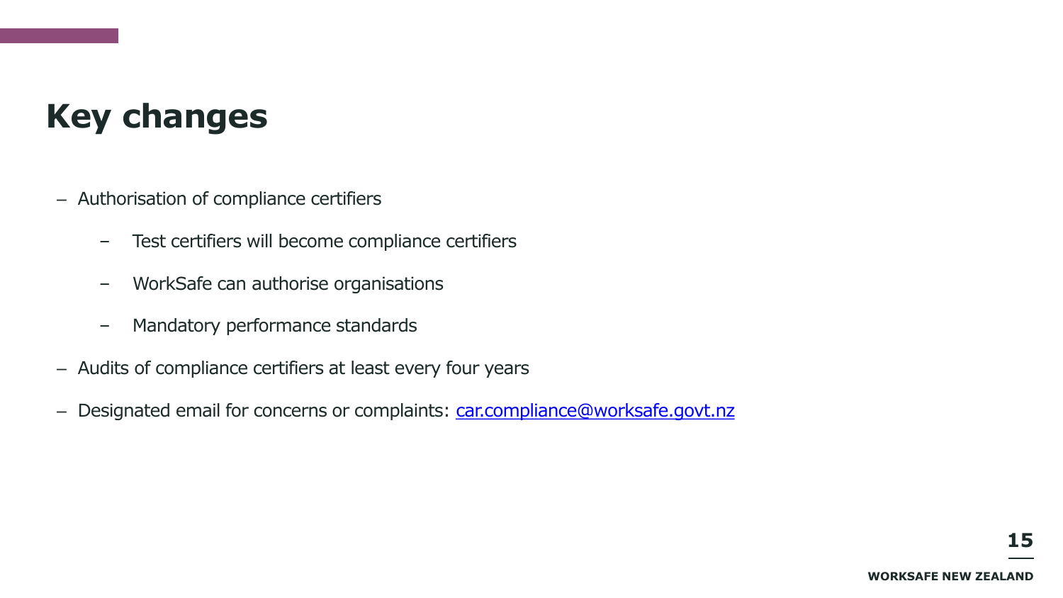# Key changes

- Authorisation of compliance certifiers
  - Test certifiers will become compliance certifiers
  - WorkSafe can authorise organisations
  - Mandatory performance standards
- Audits of compliance certifiers at least every four years
- Designated email for concerns or complaints: car.compliance@worksafe.govt.nz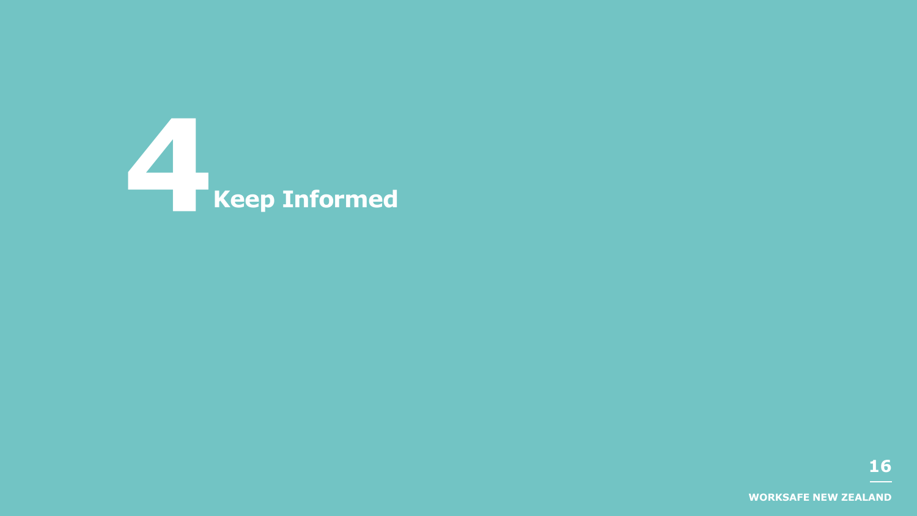# 4 Keep Informed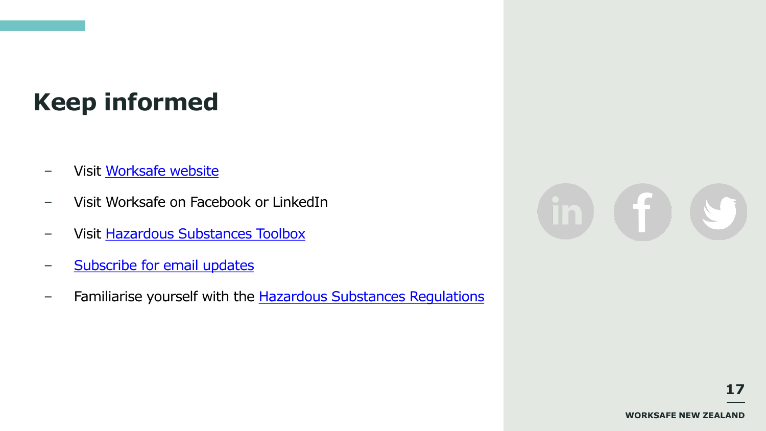# Keep informed

- Visit Worksafe website
- Visit Worksafe on Facebook or LinkedIn
- Visit Hazardous Substances Toolbox
- Subscribe for email updates
- Familiarise yourself with the Hazardous Substances Regulations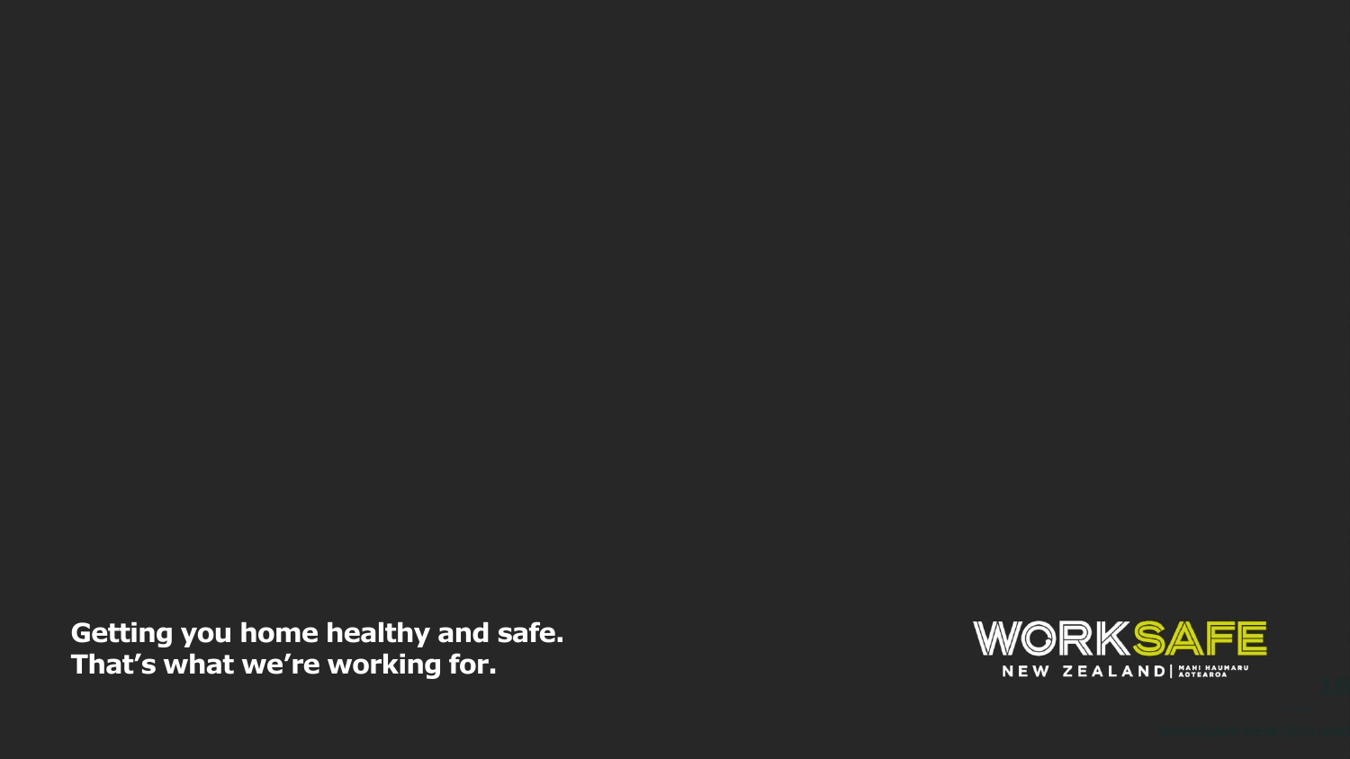**Getting you home healthy and safe.**
**That's what we're working for.**

WORKSAFE
NEW ZEALAND | MAHI HAUMARU AOTEAROA